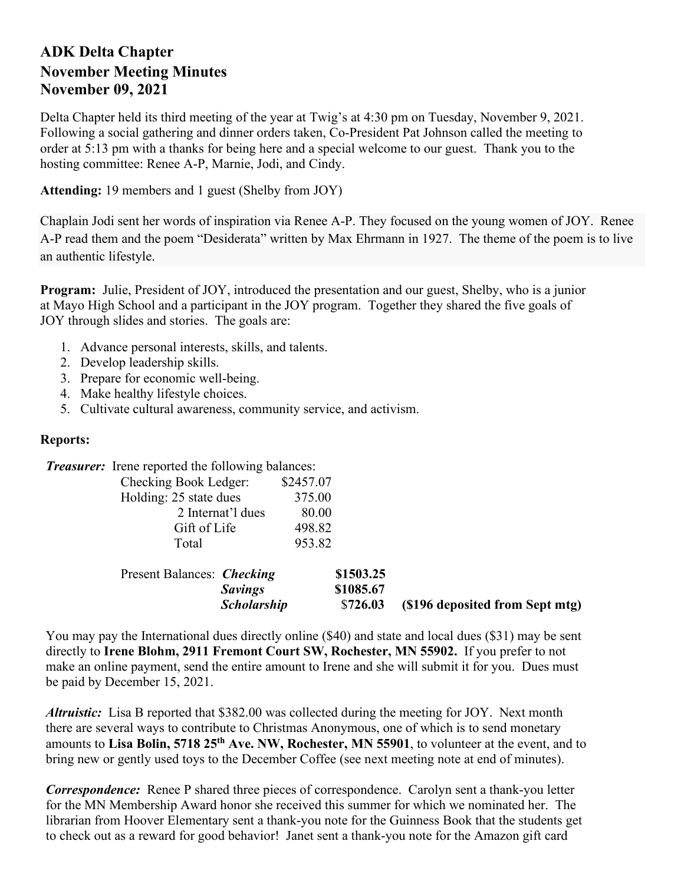**ADK Delta Chapter**
**November Meeting Minutes**
**November 09, 2021**

Delta Chapter held its third meeting of the year at Twig's at 4:30 pm on Tuesday, November 9, 2021. Following a social gathering and dinner orders taken, Co-President Pat Johnson called the meeting to order at 5:13 pm with a thanks for being here and a special welcome to our guest. Thank you to the hosting committee: Renee A-P, Marnie, Jodi, and Cindy.

**Attending:** 19 members and 1 guest (Shelby from JOY)

Chaplain Jodi sent her words of inspiration via Renee A-P. They focused on the young women of JOY. Renee A-P read them and the poem "Desiderata" written by Max Ehrmann in 1927. The theme of the poem is to live an authentic lifestyle.

**Program:** Julie, President of JOY, introduced the presentation and our guest, Shelby, who is a junior at Mayo High School and a participant in the JOY program. Together they shared the five goals of JOY through slides and stories. The goals are:

1. Advance personal interests, skills, and talents.
2. Develop leadership skills.
3. Prepare for economic well-being.
4. Make healthy lifestyle choices.
5. Cultivate cultural awareness, community service, and activism.

**Reports:**

***Treasurer:*** Irene reported the following balances:

| | |
|---|---|
| Checking Book Ledger: | $2457.07 |
| Holding: 25 state dues | 375.00 |
| 2 Internat'l dues | 80.00 |
| Gift of Life | 498.82 |
| Total | 953.82 |

| | | | |
|---|---|---|---|
| Present Balances: | ***Checking*** | **$1503.25** | |
| | ***Savings*** | **$1085.67** | |
| | ***Scholarship*** | **$726.03** | **($196 deposited from Sept mtg)** |

You may pay the International dues directly online ($40) and state and local dues ($31) may be sent directly to **Irene Blohm, 2911 Fremont Court SW, Rochester, MN 55902.** If you prefer to not make an online payment, send the entire amount to Irene and she will submit it for you. Dues must be paid by December 15, 2021.

***Altruistic:*** Lisa B reported that $382.00 was collected during the meeting for JOY. Next month there are several ways to contribute to Christmas Anonymous, one of which is to send monetary amounts to **Lisa Bolin, 5718 25th Ave. NW, Rochester, MN 55901**, to volunteer at the event, and to bring new or gently used toys to the December Coffee (see next meeting note at end of minutes).

***Correspondence:*** Renee P shared three pieces of correspondence. Carolyn sent a thank-you letter for the MN Membership Award honor she received this summer for which we nominated her. The librarian from Hoover Elementary sent a thank-you note for the Guinness Book that the students get to check out as a reward for good behavior! Janet sent a thank-you note for the Amazon gift card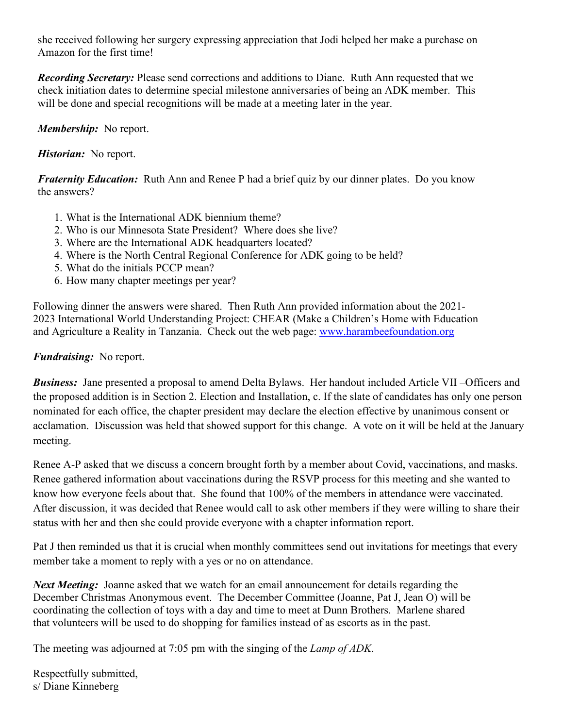she received following her surgery expressing appreciation that Jodi helped her make a purchase on Amazon for the first time!

***Recording Secretary:*** Please send corrections and additions to Diane. Ruth Ann requested that we check initiation dates to determine special milestone anniversaries of being an ADK member. This will be done and special recognitions will be made at a meeting later in the year.

***Membership:*** No report.

***Historian:*** No report.

***Fraternity Education:*** Ruth Ann and Renee P had a brief quiz by our dinner plates. Do you know the answers?

1. What is the International ADK biennium theme?
2. Who is our Minnesota State President? Where does she live?
3. Where are the International ADK headquarters located?
4. Where is the North Central Regional Conference for ADK going to be held?
5. What do the initials PCCP mean?
6. How many chapter meetings per year?

Following dinner the answers were shared. Then Ruth Ann provided information about the 2021-2023 International World Understanding Project: CHEAR (Make a Children's Home with Education and Agriculture a Reality in Tanzania. Check out the web page: www.harambeefoundation.org

***Fundraising:*** No report.

***Business:*** Jane presented a proposal to amend Delta Bylaws. Her handout included Article VII –Officers and the proposed addition is in Section 2. Election and Installation, c. If the slate of candidates has only one person nominated for each office, the chapter president may declare the election effective by unanimous consent or acclamation. Discussion was held that showed support for this change. A vote on it will be held at the January meeting.

Renee A-P asked that we discuss a concern brought forth by a member about Covid, vaccinations, and masks. Renee gathered information about vaccinations during the RSVP process for this meeting and she wanted to know how everyone feels about that. She found that 100% of the members in attendance were vaccinated. After discussion, it was decided that Renee would call to ask other members if they were willing to share their status with her and then she could provide everyone with a chapter information report.

Pat J then reminded us that it is crucial when monthly committees send out invitations for meetings that every member take a moment to reply with a yes or no on attendance.

***Next Meeting:*** Joanne asked that we watch for an email announcement for details regarding the December Christmas Anonymous event. The December Committee (Joanne, Pat J, Jean O) will be coordinating the collection of toys with a day and time to meet at Dunn Brothers. Marlene shared that volunteers will be used to do shopping for families instead of as escorts as in the past.

The meeting was adjourned at 7:05 pm with the singing of the *Lamp of ADK*.

Respectfully submitted,
s/ Diane Kinneberg